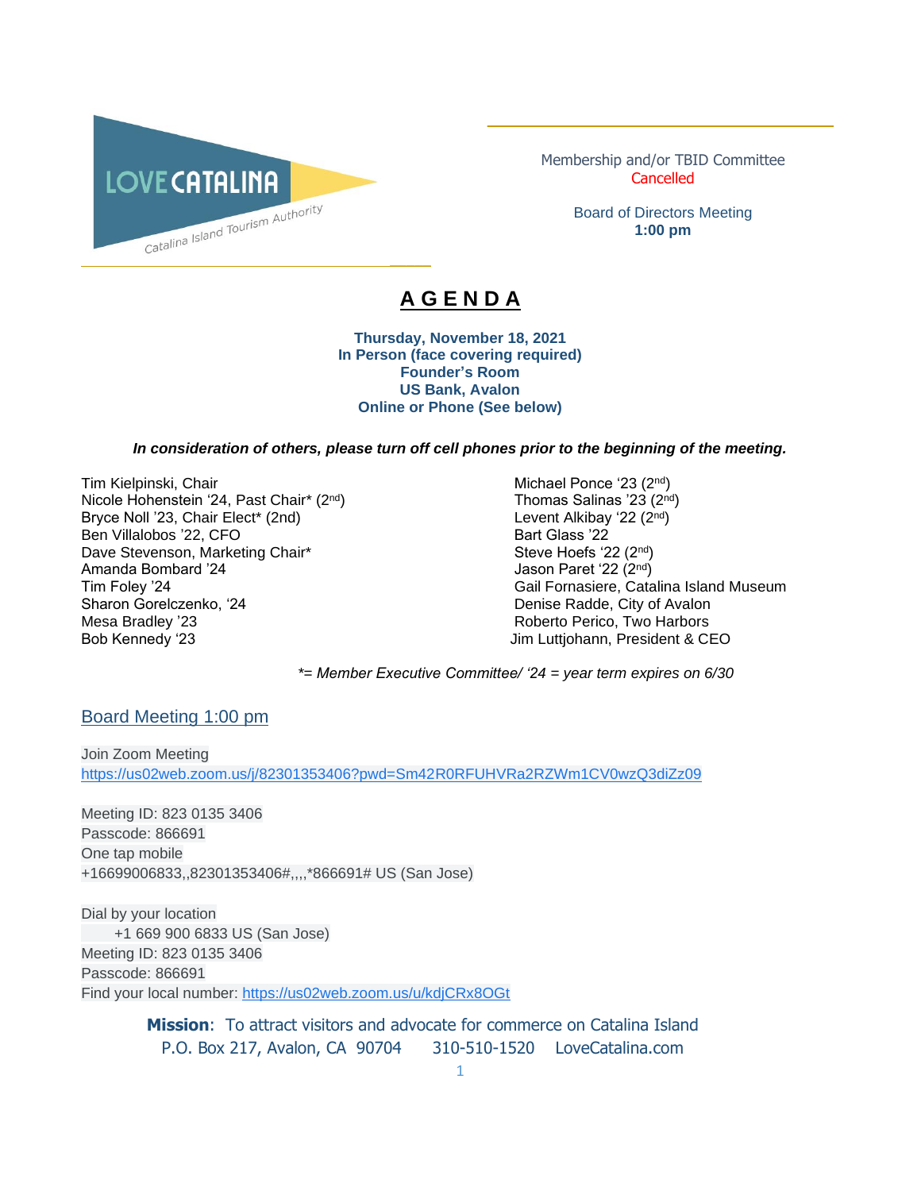LOVE CATALINA
Catalina Island Tourism Authority

Membership and/or TBID Committee
Cancelled

Board of Directors Meeting
**1:00 pm**

# A G E N D A

**Thursday, November 18, 2021**
**In Person (face covering required)**
**Founder's Room**
**US Bank, Avalon**
**Online or Phone (See below)**

***In consideration of others, please turn off cell phones prior to the beginning of the meeting.***

Tim Kielpinski, Chair
Nicole Hohenstein '24, Past Chair* (2nd)
Bryce Noll '23, Chair Elect* (2nd)
Ben Villalobos '22, CFO
Dave Stevenson, Marketing Chair*
Amanda Bombard '24
Tim Foley '24
Sharon Gorelczenko, '24
Mesa Bradley '23
Bob Kennedy '23
Michael Ponce '23 (2nd)
Thomas Salinas '23 (2nd)
Levent Alkibay '22 (2nd)
Bart Glass '22
Steve Hoefs '22 (2nd)
Jason Paret '22 (2nd)
Gail Fornasiere, Catalina Island Museum
Denise Radde, City of Avalon
Roberto Perico, Two Harbors
Jim Luttjohann, President & CEO

*\*= Member Executive Committee/ '24 = year term expires on 6/30*

## Board Meeting 1:00 pm

Join Zoom Meeting
https://us02web.zoom.us/j/82301353406?pwd=Sm42R0RFUHVRa2RZWm1CV0wzQ3diZz09

Meeting ID: 823 0135 3406
Passcode: 866691
One tap mobile
+16699006833,,82301353406#,,,,*866691# US (San Jose)

Dial by your location
+1 669 900 6833 US (San Jose)
Meeting ID: 823 0135 3406
Passcode: 866691
Find your local number: https://us02web.zoom.us/u/kdjCRx8OGt

**Mission**: To attract visitors and advocate for commerce on Catalina Island
P.O. Box 217, Avalon, CA 90704 310-510-1520 LoveCatalina.com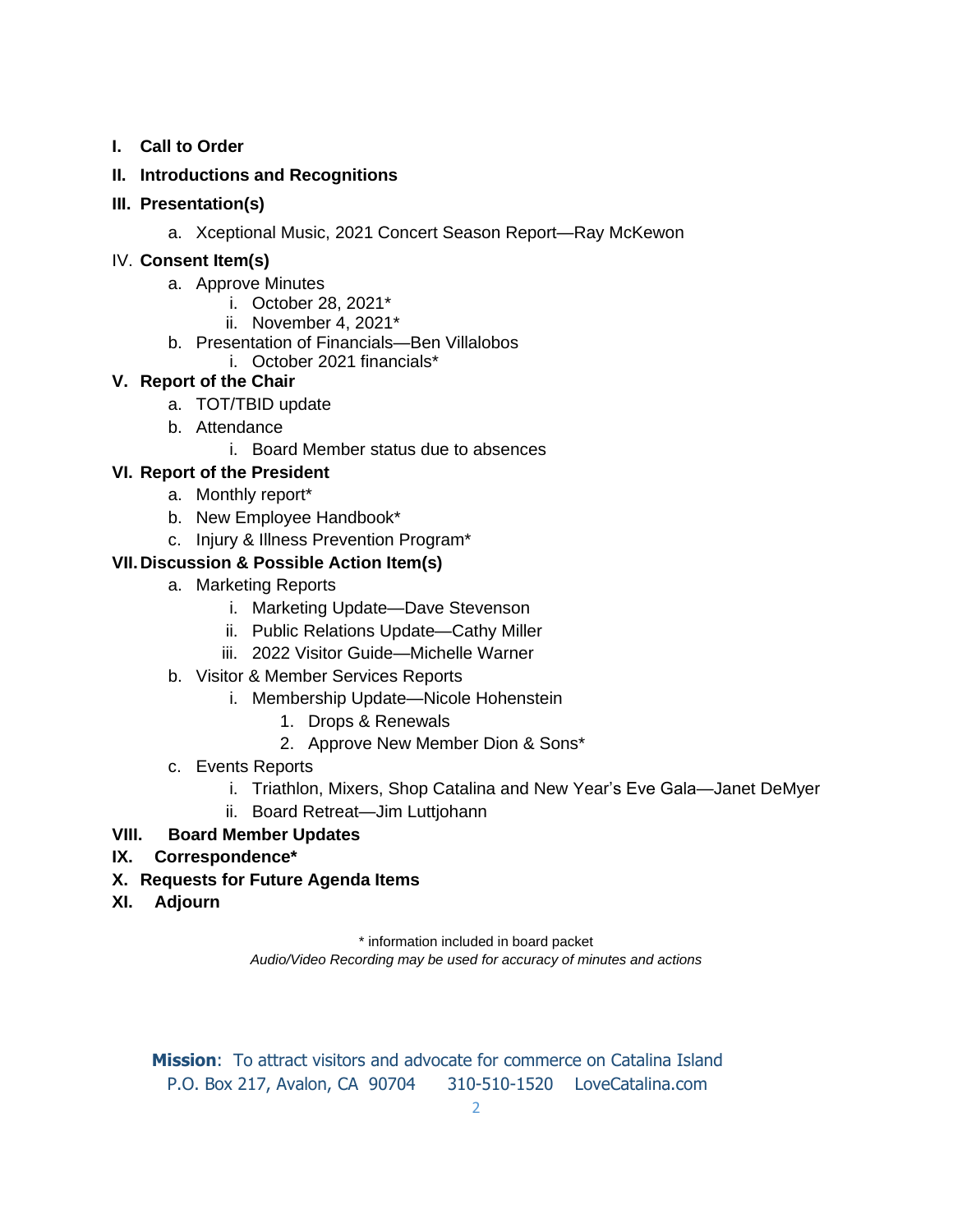- **I. Call to Order**
- **II. Introductions and Recognitions**
- **III. Presentation(s)**
  - a. Xceptional Music, 2021 Concert Season Report—Ray McKewon
- IV. **Consent Item(s)**
  - a. Approve Minutes
    - i. October 28, 2021*
    - ii. November 4, 2021*
  - b. Presentation of Financials—Ben Villalobos
    - i. October 2021 financials*
- **V. Report of the Chair**
  - a. TOT/TBID update
  - b. Attendance
    - i. Board Member status due to absences
- **VI. Report of the President**
  - a. Monthly report*
  - b. New Employee Handbook*
  - c. Injury & Illness Prevention Program*
- **VII. Discussion & Possible Action Item(s)**
  - a. Marketing Reports
    - i. Marketing Update—Dave Stevenson
    - ii. Public Relations Update—Cathy Miller
    - iii. 2022 Visitor Guide—Michelle Warner
  - b. Visitor & Member Services Reports
    - i. Membership Update—Nicole Hohenstein
      1. Drops & Renewals
      2. Approve New Member Dion & Sons*
  - c. Events Reports
    - i. Triathlon, Mixers, Shop Catalina and New Year's Eve Gala—Janet DeMyer
    - ii. Board Retreat—Jim Luttjohann
- **VIII. Board Member Updates**
- **IX. Correspondence***
- **X. Requests for Future Agenda Items**
- **XI. Adjourn**

* information included in board packet

*Audio/Video Recording may be used for accuracy of minutes and actions*

**Mission**: To attract visitors and advocate for commerce on Catalina Island
P.O. Box 217, Avalon, CA 90704 310-510-1520 LoveCatalina.com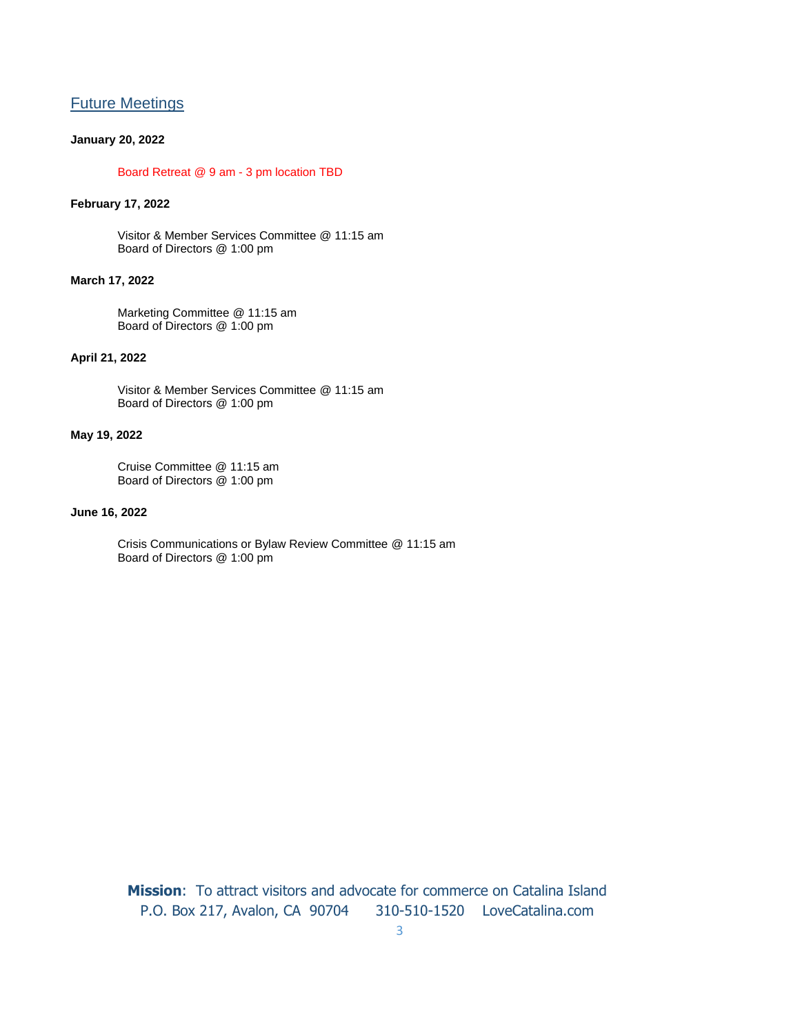## Future Meetings

**January 20, 2022**

Board Retreat @ 9 am - 3 pm location TBD

**February 17, 2022**

Visitor & Member Services Committee @ 11:15 am
Board of Directors @ 1:00 pm

**March 17, 2022**

Marketing Committee @ 11:15 am
Board of Directors @ 1:00 pm

**April 21, 2022**

Visitor & Member Services Committee @ 11:15 am
Board of Directors @ 1:00 pm

**May 19, 2022**

Cruise Committee @ 11:15 am
Board of Directors @ 1:00 pm

**June 16, 2022**

Crisis Communications or Bylaw Review Committee @ 11:15 am
Board of Directors @ 1:00 pm

**Mission**: To attract visitors and advocate for commerce on Catalina Island
P.O. Box 217, Avalon, CA 90704 310-510-1520 LoveCatalina.com